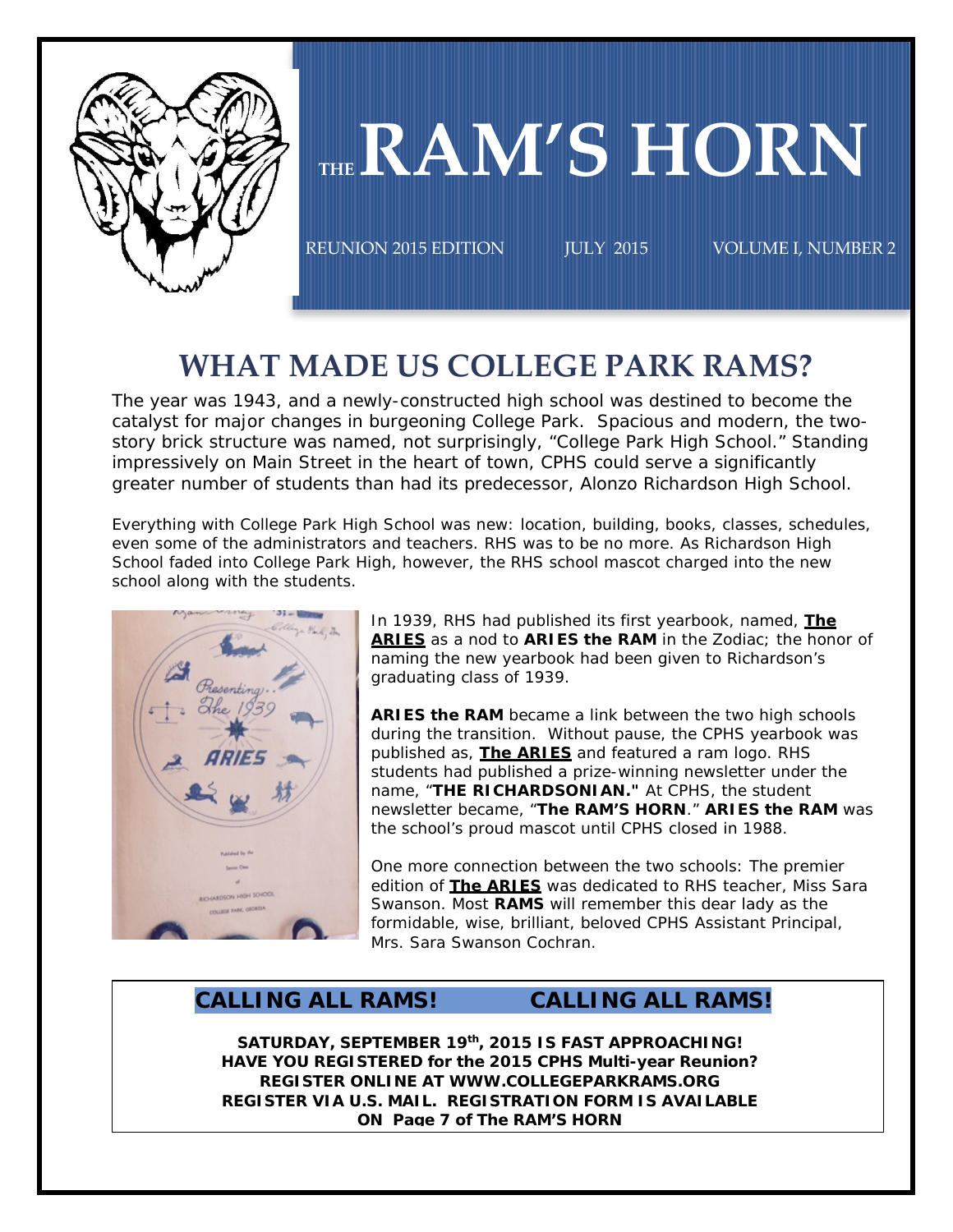# THE RAM'S HORN

REUNION 2015 EDITION JULY 2015 VOLUME I, NUMBER 2

## WHAT MADE US COLLEGE PARK RAMS?

The year was 1943, and a newly-constructed high school was destined to become the catalyst for major changes in burgeoning College Park. Spacious and modern, the two-story brick structure was named, not surprisingly, "College Park High School." Standing impressively on Main Street in the heart of town, CPHS could serve a significantly greater number of students than had its predecessor, Alonzo Richardson High School.

Everything with College Park High School was new: location, building, books, classes, schedules, even some of the administrators and teachers. RHS was to be no more. As Richardson High School faded into College Park High, however, the RHS school mascot charged into the new school along with the students.

In 1939, RHS had published its first yearbook, named, **The ARIES** as a nod to **ARIES the RAM** in the Zodiac; the honor of naming the new yearbook had been given to Richardson's graduating class of 1939.

**ARIES the RAM** became a link between the two high schools during the transition. Without pause, the CPHS yearbook was published as, **The ARIES** and featured a ram logo. RHS students had published a prize-winning newsletter under the name, "**THE RICHARDSONIAN."** At CPHS, the student newsletter became, "**The RAM'S HORN**." **ARIES the RAM** was the school's proud mascot until CPHS closed in 1988.

One more connection between the two schools: The premier edition of **The ARIES** was dedicated to RHS teacher, Miss Sara Swanson. Most **RAMS** will remember this dear lady as the formidable, wise, brilliant, beloved CPHS Assistant Principal, Mrs. Sara Swanson Cochran.

**CALLING ALL RAMS! CALLING ALL RAMS!**

**SATURDAY, SEPTEMBER 19th, 2015 IS FAST APPROACHING!**
**HAVE YOU REGISTERED for the 2015 CPHS Multi-year Reunion?**
**REGISTER ONLINE AT WWW.COLLEGEPARKRAMS.ORG**
**REGISTER VIA U.S. MAIL. REGISTRATION FORM IS AVAILABLE ON Page 7 of The RAM'S HORN**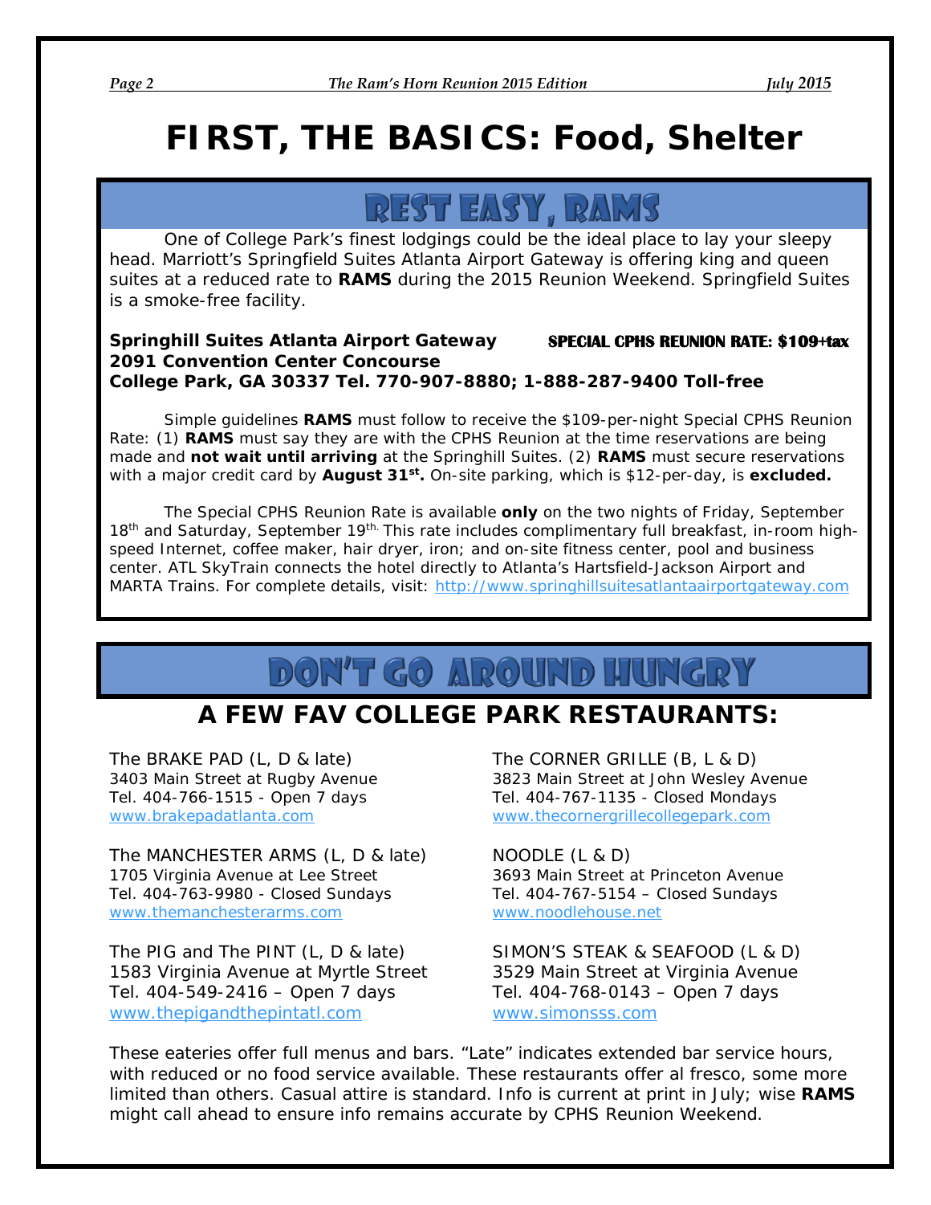// FIRST, THE BASICS: Food, Shelter

## REST EASY, RAMS

One of College Park's finest lodgings could be the ideal place to lay your sleepy head. Marriott's Springfield Suites Atlanta Airport Gateway is offering king and queen suites at a reduced rate to **RAMS** during the 2015 Reunion Weekend. Springfield Suites is a smoke-free facility.

**Springhill Suites Atlanta Airport Gateway** **SPECIAL CPHS REUNION RATE: $109+tax**
**2091 Convention Center Concourse**
**College Park, GA 30337 Tel. 770-907-8880; 1-888-287-9400 Toll-free**

Simple guidelines **RAMS** must follow to receive the $109-per-night Special CPHS Reunion Rate: (1) **RAMS** must say they are with the CPHS Reunion at the time reservations are being made and **not wait until arriving** at the Springhill Suites. (2) **RAMS** must secure reservations with a major credit card by **August 31st.** On-site parking, which is $12-per-day, is **excluded.**

The Special CPHS Reunion Rate is available **only** on the two nights of Friday, September 18th and Saturday, September 19th. This rate includes complimentary full breakfast, in-room high-speed Internet, coffee maker, hair dryer, iron; and on-site fitness center, pool and business center. ATL SkyTrain connects the hotel directly to Atlanta's Hartsfield-Jackson Airport and MARTA Trains. For complete details, visit: http://www.springhillsuitesatlantaairportgateway.com

## DON'T GO AROUND HUNGRY

### A FEW FAV COLLEGE PARK RESTAURANTS:

The BRAKE PAD (L, D & late)
3403 Main Street at Rugby Avenue
Tel. 404-766-1515 - Open 7 days
www.brakepadatlanta.com

The MANCHESTER ARMS (L, D & late)
1705 Virginia Avenue at Lee Street
Tel. 404-763-9980 - Closed Sundays
www.themanchesterarms.com

The PIG and The PINT (L, D & late)
1583 Virginia Avenue at Myrtle Street
Tel. 404-549-2416 – Open 7 days
www.thepigandthepintatl.com

The CORNER GRILLE (B, L & D)
3823 Main Street at John Wesley Avenue
Tel. 404-767-1135 - Closed Mondays
www.thecornergrillecollegepark.com

NOODLE (L & D)
3693 Main Street at Princeton Avenue
Tel. 404-767-5154 – Closed Sundays
www.noodlehouse.net

SIMON'S STEAK & SEAFOOD (L & D)
3529 Main Street at Virginia Avenue
Tel. 404-768-0143 – Open 7 days
www.simonsss.com

These eateries offer full menus and bars. "Late" indicates extended bar service hours, with reduced or no food service available. These restaurants offer al fresco, some more limited than others. Casual attire is standard. Info is current at print in July; wise **RAMS** might call ahead to ensure info remains accurate by CPHS Reunion Weekend.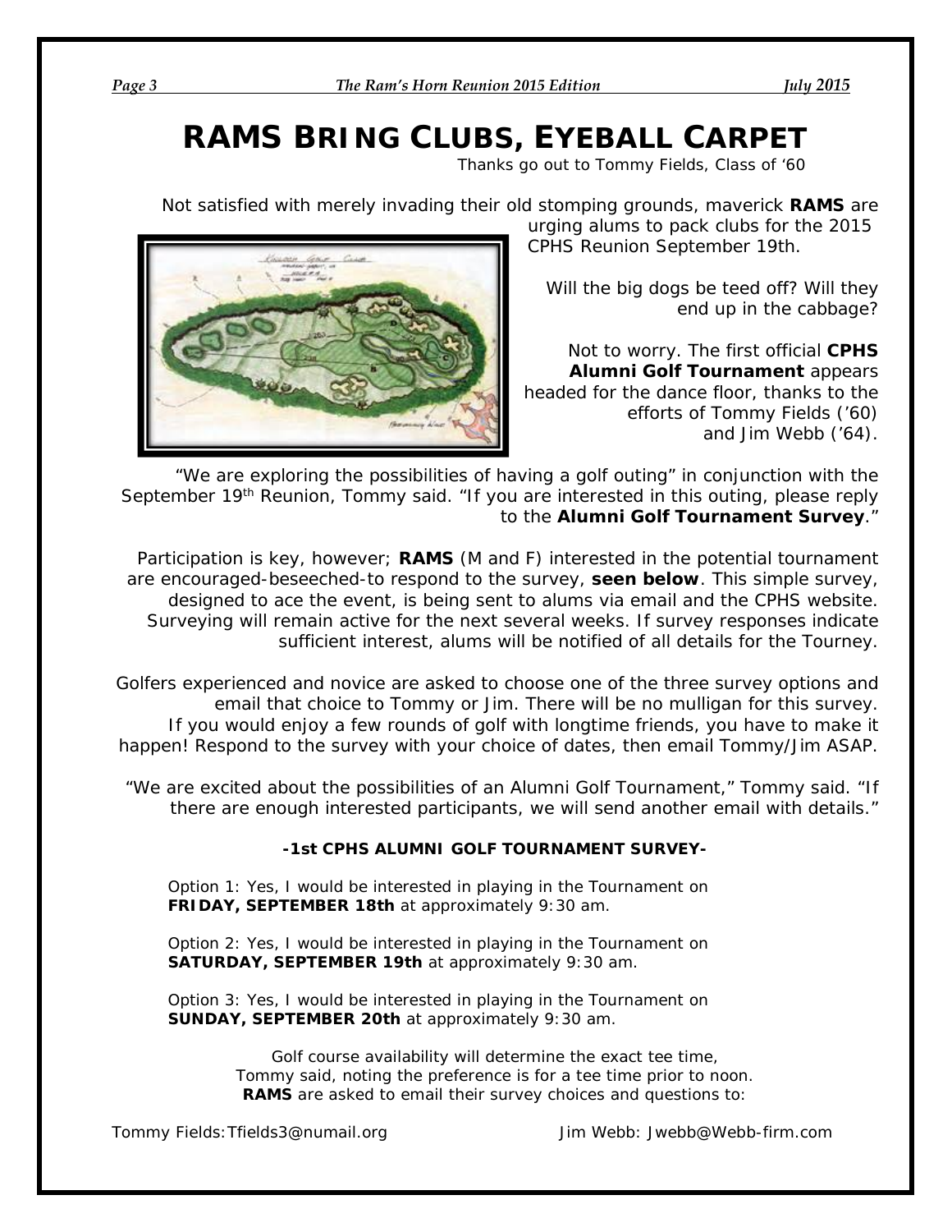# RAMS BRING CLUBS, EYEBALL CARPET

Thanks go out to Tommy Fields, Class of '60

Not satisfied with merely invading their old stomping grounds, maverick **RAMS** are urging alums to pack clubs for the 2015 CPHS Reunion September 19th.

Will the big dogs be teed off? Will they end up in the cabbage?

Not to worry. The first official **CPHS Alumni Golf Tournament** appears headed for the dance floor, thanks to the efforts of Tommy Fields ('60) and Jim Webb ('64).

"We are exploring the possibilities of having a golf outing" in conjunction with the September 19th Reunion, Tommy said. "If you are interested in this outing, please reply to the **Alumni Golf Tournament Survey**."

Participation is key, however; **RAMS** (M and F) interested in the potential tournament are encouraged-beseeched-to respond to the survey, **seen below**. This simple survey, designed to ace the event, is being sent to alums via email and the CPHS website. Surveying will remain active for the next several weeks. If survey responses indicate sufficient interest, alums will be notified of all details for the Tourney.

Golfers experienced and novice are asked to choose one of the three survey options and email that choice to Tommy or Jim. There will be no mulligan for this survey. If you would enjoy a few rounds of golf with longtime friends, you have to make it happen! Respond to the survey with your choice of dates, then email Tommy/Jim ASAP.

"We are excited about the possibilities of an Alumni Golf Tournament," Tommy said. "If there are enough interested participants, we will send another email with details."

**-1st CPHS ALUMNI GOLF TOURNAMENT SURVEY-**

Option 1: Yes, I would be interested in playing in the Tournament on **FRIDAY, SEPTEMBER 18th** at approximately 9:30 am.

Option 2: Yes, I would be interested in playing in the Tournament on **SATURDAY, SEPTEMBER 19th** at approximately 9:30 am.

Option 3: Yes, I would be interested in playing in the Tournament on **SUNDAY, SEPTEMBER 20th** at approximately 9:30 am.

Golf course availability will determine the exact tee time, Tommy said, noting the preference is for a tee time prior to noon. **RAMS** are asked to email their survey choices and questions to:

Tommy Fields: Tfields3@numail.org

Jim Webb: Jwebb@Webb-firm.com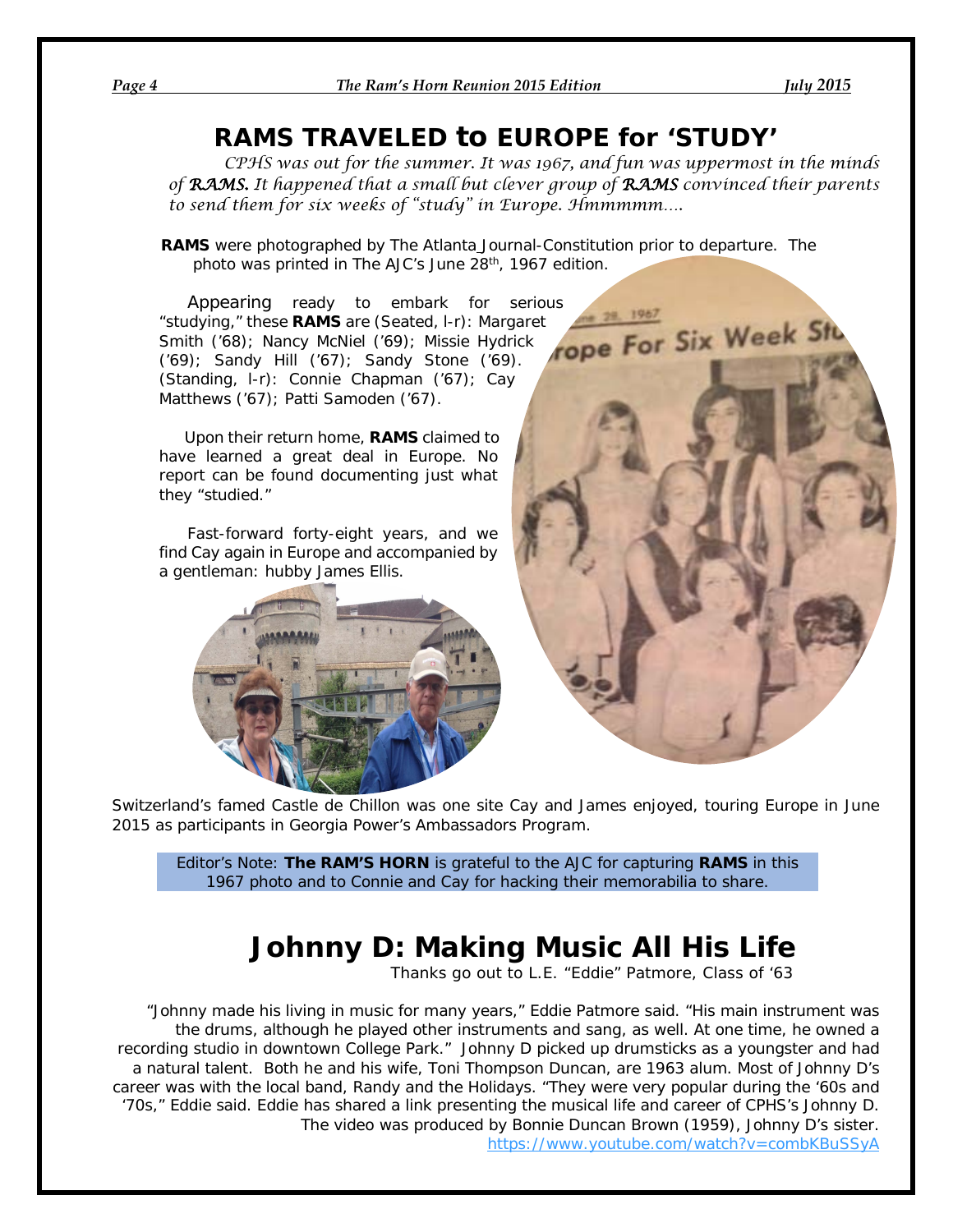# RAMS TRAVELED to EUROPE for 'STUDY'

*CPHS was out for the summer. It was 1967, and fun was uppermost in the minds of* ***RAMS.*** *It happened that a small but clever group of* ***RAMS*** *convinced their parents to send them for six weeks of "study" in Europe. Hmmmmm….*

**RAMS** were photographed by The Atlanta Journal-Constitution prior to departure. The photo was printed in The AJC's June 28th, 1967 edition.

Appearing ready to embark for serious "studying," these **RAMS** are (Seated, l-r): Margaret Smith ('68); Nancy McNiel ('69); Missie Hydrick ('69); Sandy Hill ('67); Sandy Stone ('69). (Standing, l-r): Connie Chapman ('67); Cay Matthews ('67); Patti Samoden ('67).

Upon their return home, **RAMS** claimed to have learned a great deal in Europe. No report can be found documenting just what they "studied."

Fast-forward forty-eight years, and we find Cay again in Europe and accompanied by a gentleman: hubby James Ellis.

Switzerland's famed Castle de Chillon was one site Cay and James enjoyed, touring Europe in June 2015 as participants in Georgia Power's Ambassadors Program.

Editor's Note: **The RAM'S HORN** is grateful to the AJC for capturing **RAMS** in this 1967 photo and to Connie and Cay for hacking their memorabilia to share.

# Johnny D: Making Music All His Life

Thanks go out to L.E. "Eddie" Patmore, Class of '63

"Johnny made his living in music for many years," Eddie Patmore said. "His main instrument was the drums, although he played other instruments and sang, as well. At one time, he owned a recording studio in downtown College Park." Johnny D picked up drumsticks as a youngster and had a natural talent. Both he and his wife, Toni Thompson Duncan, are 1963 alum. Most of Johnny D's career was with the local band, Randy and the Holidays. "They were very popular during the '60s and '70s," Eddie said. Eddie has shared a link presenting the musical life and career of CPHS's Johnny D. The video was produced by Bonnie Duncan Brown (1959), Johnny D's sister.
https://www.youtube.com/watch?v=combKBuSSyA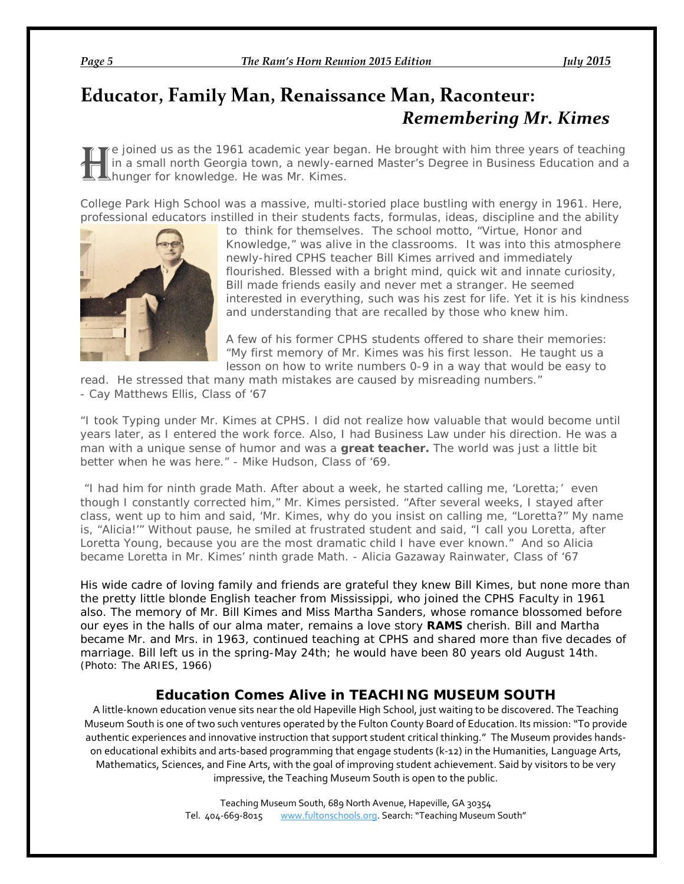# Educator, Family Man, Renaissance Man, Raconteur: *Remembering Mr. Kimes*

He joined us as the 1961 academic year began. He brought with him three years of teaching in a small north Georgia town, a newly-earned Master's Degree in Business Education and a hunger for knowledge. He was Mr. Kimes.

College Park High School was a massive, multi-storied place bustling with energy in 1961. Here, professional educators instilled in their students facts, formulas, ideas, discipline and the ability to think for themselves. The school motto, "Virtue, Honor and Knowledge," was alive in the classrooms. It was into this atmosphere newly-hired CPHS teacher Bill Kimes arrived and immediately flourished. Blessed with a bright mind, quick wit and innate curiosity, Bill made friends easily and never met a stranger. He seemed interested in everything, such was his zest for life. Yet it is his kindness and understanding that are recalled by those who knew him.

A few of his former CPHS students offered to share their memories: "My first memory of Mr. Kimes was his first lesson. He taught us a lesson on how to write numbers 0-9 in a way that would be easy to read. He stressed that many math mistakes are caused by misreading numbers."
- Cay Matthews Ellis, Class of '67

"I took Typing under Mr. Kimes at CPHS. I did not realize how valuable that would become until years later, as I entered the work force. Also, I had Business Law under his direction. He was a man with a unique sense of humor and was a **great teacher.** The world was just a little bit better when he was here." - Mike Hudson, Class of '69.

"I had him for ninth grade Math. After about a week, he started calling me, 'Loretta;' even though I constantly corrected him," Mr. Kimes persisted. "After several weeks, I stayed after class, went up to him and said, 'Mr. Kimes, why do you insist on calling me, "Loretta?" My name is, "Alicia!"' Without pause, he smiled at frustrated student and said, "I call you Loretta, after Loretta Young, because you are the most dramatic child I have ever known." And so Alicia became Loretta in Mr. Kimes' ninth grade Math. - Alicia Gazaway Rainwater, Class of '67

His wide cadre of loving family and friends are grateful they knew Bill Kimes, but none more than the pretty little blonde English teacher from Mississippi, who joined the CPHS Faculty in 1961 also. The memory of Mr. Bill Kimes and Miss Martha Sanders, whose romance blossomed before our eyes in the halls of our alma mater, remains a love story **RAMS** cherish. Bill and Martha became Mr. and Mrs. in 1963, continued teaching at CPHS and shared more than five decades of marriage. Bill left us in the spring-May 24th; he would have been 80 years old August 14th. (Photo: The ARIES, 1966)

## Education Comes Alive in TEACHING MUSEUM SOUTH

A little-known education venue sits near the old Hapeville High School, just waiting to be discovered. The Teaching Museum South is one of two such ventures operated by the Fulton County Board of Education. Its mission: "To provide authentic experiences and innovative instruction that support student critical thinking." The Museum provides hands-on educational exhibits and arts-based programming that engage students (k-12) in the Humanities, Language Arts, Mathematics, Sciences, and Fine Arts, with the goal of improving student achievement. Said by visitors to be very impressive, the Teaching Museum South is open to the public.

Teaching Museum South, 689 North Avenue, Hapeville, GA 30354
Tel. 404-669-8015 www.fultonschools.org. Search: "Teaching Museum South"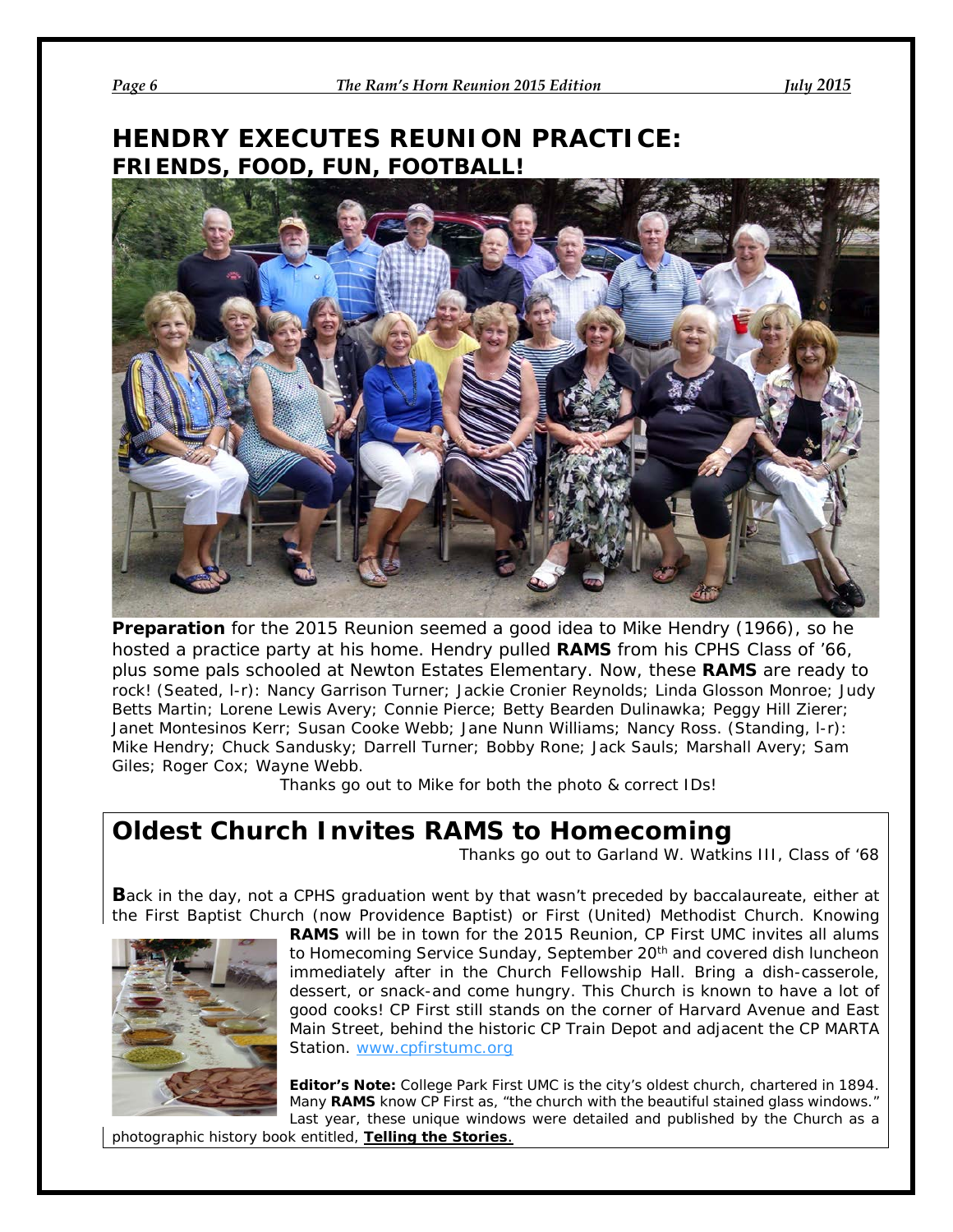# HENDRY EXECUTES REUNION PRACTICE: FRIENDS, FOOD, FUN, FOOTBALL!

**Preparation** for the 2015 Reunion seemed a good idea to Mike Hendry (1966), so he hosted a practice party at his home. Hendry pulled **RAMS** from his CPHS Class of '66, plus some pals schooled at Newton Estates Elementary. Now, these **RAMS** are ready to rock! (Seated, l-r): Nancy Garrison Turner; Jackie Cronier Reynolds; Linda Glosson Monroe; Judy Betts Martin; Lorene Lewis Avery; Connie Pierce; Betty Bearden Dulinawka; Peggy Hill Zierer; Janet Montesinos Kerr; Susan Cooke Webb; Jane Nunn Williams; Nancy Ross. (Standing, l-r): Mike Hendry; Chuck Sandusky; Darrell Turner; Bobby Rone; Jack Sauls; Marshall Avery; Sam Giles; Roger Cox; Wayne Webb.

Thanks go out to Mike for both the photo & correct IDs!

## Oldest Church Invites RAMS to Homecoming

Thanks go out to Garland W. Watkins III, Class of '68

**B**ack in the day, not a CPHS graduation went by that wasn't preceded by baccalaureate, either at the First Baptist Church (now Providence Baptist) or First (United) Methodist Church. Knowing **RAMS** will be in town for the 2015 Reunion, CP First UMC invites all alums to Homecoming Service Sunday, September 20th and covered dish luncheon immediately after in the Church Fellowship Hall. Bring a dish-casserole, dessert, or snack-and come hungry. This Church is known to have a lot of good cooks! CP First still stands on the corner of Harvard Avenue and East Main Street, behind the historic CP Train Depot and adjacent the CP MARTA Station. www.cpfirstumc.org

**Editor's Note:** College Park First UMC is the city's oldest church, chartered in 1894. Many **RAMS** know CP First as, "the church with the beautiful stained glass windows." Last year, these unique windows were detailed and published by the Church as a photographic history book entitled, **Telling the Stories**.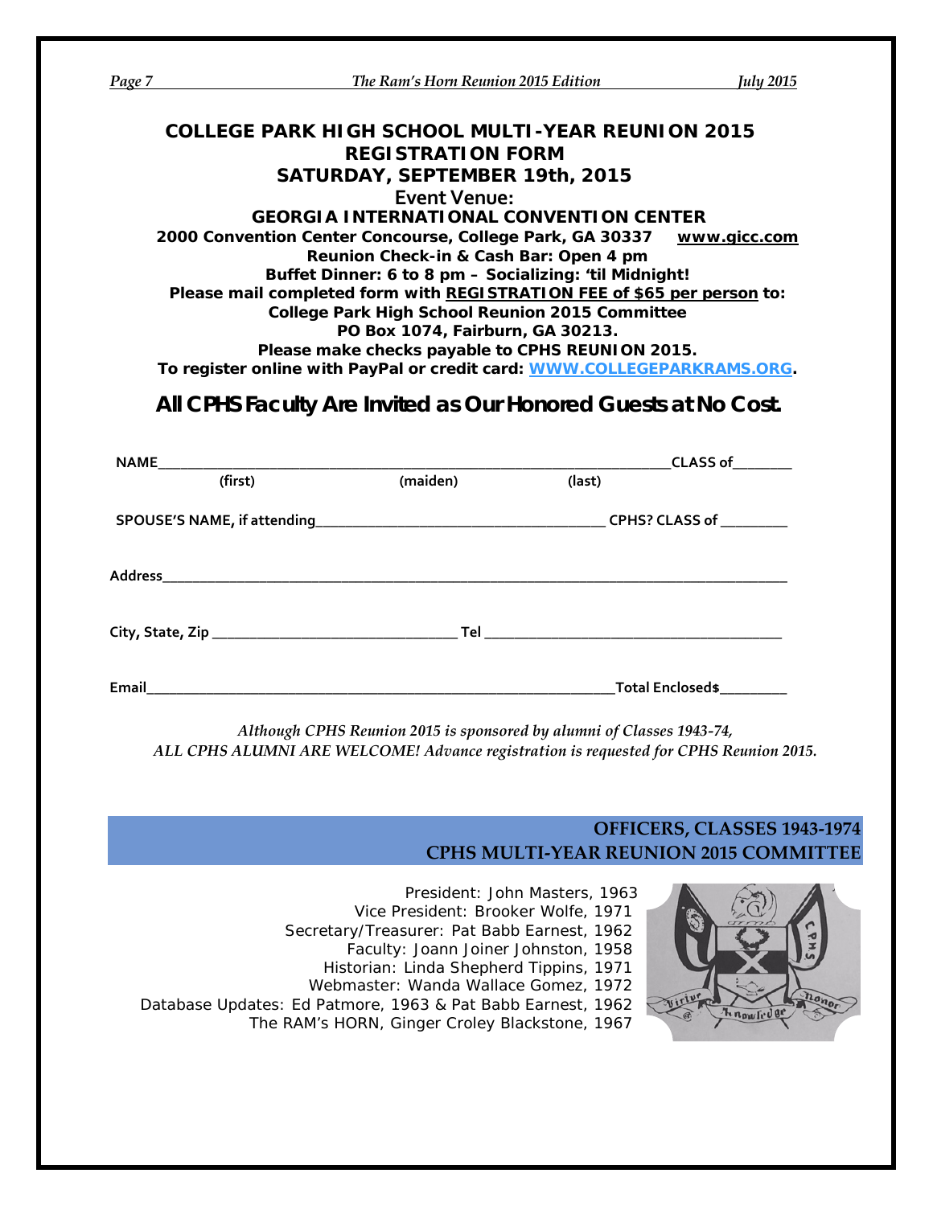# COLLEGE PARK HIGH SCHOOL MULTI-YEAR REUNION 2015 REGISTRATION FORM

## SATURDAY, SEPTEMBER 19th, 2015

**Event Venue:**

**GEORGIA INTERNATIONAL CONVENTION CENTER**

**2000 Convention Center Concourse, College Park, GA 30337 www.gicc.com**

**Reunion Check-in & Cash Bar: Open 4 pm**

**Buffet Dinner: 6 to 8 pm – Socializing: 'til Midnight!**

**Please mail completed form with REGISTRATION FEE of $65 per person to:**

**College Park High School Reunion 2015 Committee**

**PO Box 1074, Fairburn, GA 30213.**

**Please make checks payable to CPHS REUNION 2015.**

**To register online with PayPal or credit card: WWW.COLLEGEPARKRAMS.ORG.**

## All CPHS Faculty Are Invited as Our Honored Guests at No Cost.

NAME________________________________________________CLASS of_______
(first) (maiden) (last)

SPOUSE'S NAME, if attending________________________________ CPHS? CLASS of ________

Address________________________________________________________________

City, State, Zip ___________________________ Tel _________________________________

Email_______________________________________________Total Enclosed$________

*Although CPHS Reunion 2015 is sponsored by alumni of Classes 1943-74,*
*ALL CPHS ALUMNI ARE WELCOME! Advance registration is requested for CPHS Reunion 2015.*

## OFFICERS, CLASSES 1943-1974
## CPHS MULTI-YEAR REUNION 2015 COMMITTEE

President: John Masters, 1963
Vice President: Brooker Wolfe, 1971
Secretary/Treasurer: Pat Babb Earnest, 1962
Faculty: Joann Joiner Johnston, 1958
Historian: Linda Shepherd Tippins, 1971
Webmaster: Wanda Wallace Gomez, 1972
Database Updates: Ed Patmore, 1963 & Pat Babb Earnest, 1962
The RAM's HORN, Ginger Croley Blackstone, 1967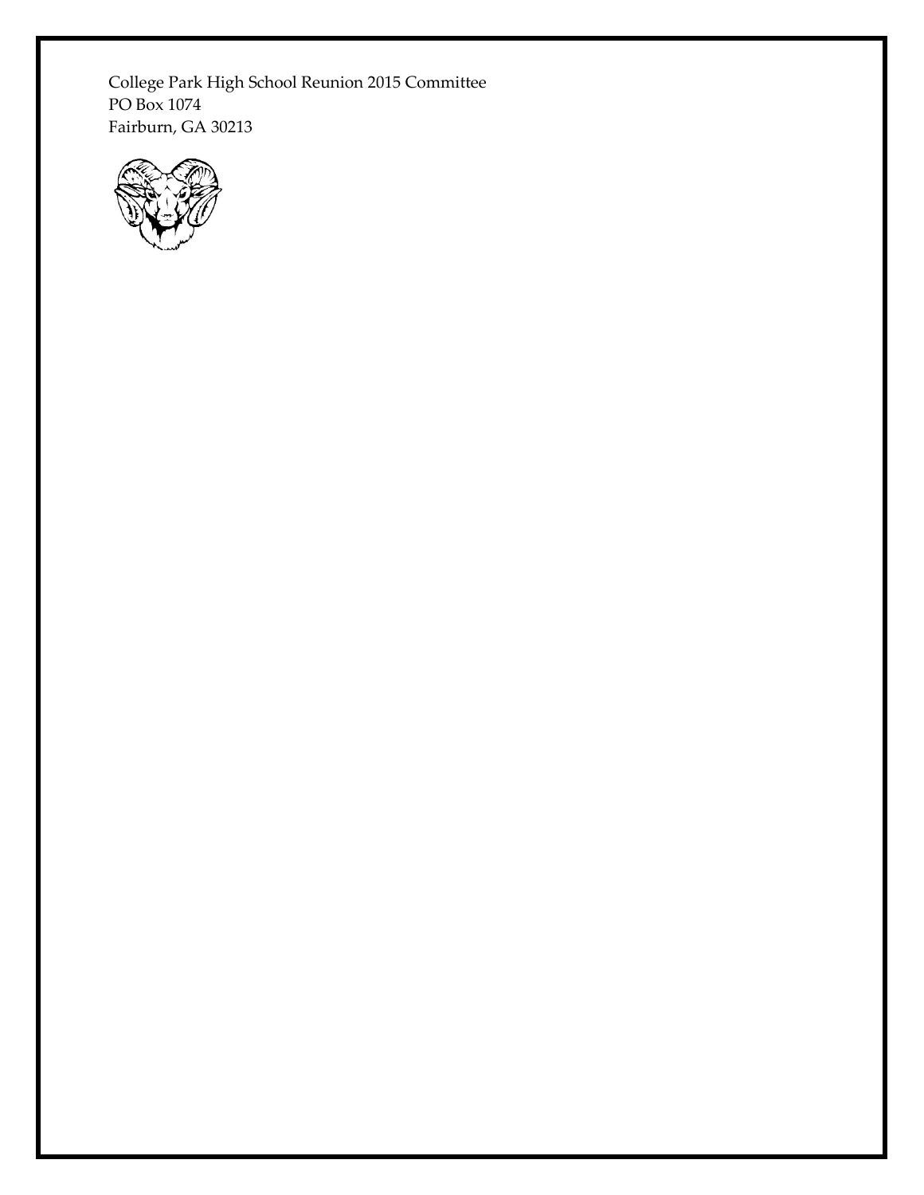College Park High School Reunion 2015 Committee
PO Box 1074
Fairburn, GA 30213